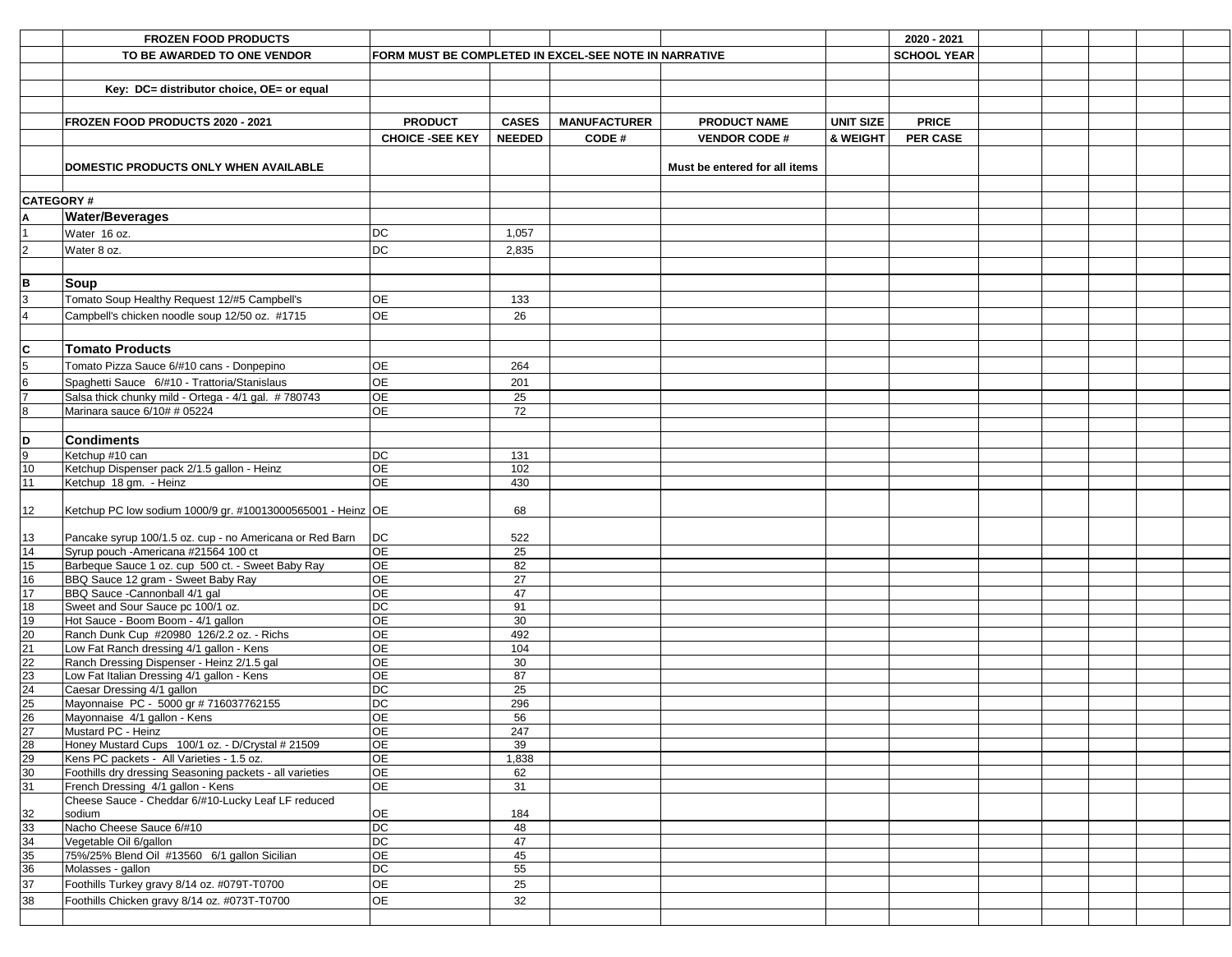| | FROZEN FOOD PRODUCTS | | | | | | 2020 - 2021 |
|---|---|---|---|---|---|---|---|
| | TO BE AWARDED TO ONE VENDOR | FORM MUST BE COMPLETED IN EXCEL-SEE NOTE IN NARRATIVE | | | | | SCHOOL YEAR |
| | | | | | | | |
| | Key: DC= distributor choice, OE= or equal | | | | | | |
| | | | | | | | |
| | FROZEN FOOD PRODUCTS 2020 - 2021 | PRODUCT | CASES | MANUFACTURER | PRODUCT NAME | UNIT SIZE | PRICE |
| | | CHOICE -SEE KEY | NEEDED | CODE # | VENDOR CODE # | & WEIGHT | PER CASE |
| | DOMESTIC PRODUCTS ONLY WHEN AVAILABLE | | | | Must be entered for all items | | |
| | | | | | | | |
| CATEGORY # | | | | | | | |
| A | **Water/Beverages** | | | | | | |
| 1 | Water 16 oz. | DC | 1,057 | | | | |
| 2 | Water 8 oz. | DC | 2,835 | | | | |
| | | | | | | | |
| B | **Soup** | | | | | | |
| 3 | Tomato Soup Healthy Request 12/#5 Campbell's | OE | 133 | | | | |
| 4 | Campbell's chicken noodle soup 12/50 oz. #1715 | OE | 26 | | | | |
| | | | | | | | |
| C | **Tomato Products** | | | | | | |
| 5 | Tomato Pizza Sauce 6/#10 cans - Donpepino | OE | 264 | | | | |
| 6 | Spaghetti Sauce 6/#10 - Trattoria/Stanislaus | OE | 201 | | | | |
| 7 | Salsa thick chunky mild - Ortega - 4/1 gal. # 780743 | OE | 25 | | | | |
| 8 | Marinara sauce 6/10# # 05224 | OE | 72 | | | | |
| | | | | | | | |
| D | **Condiments** | | | | | | |
| 9 | Ketchup #10 can | DC | 131 | | | | |
| 10 | Ketchup Dispenser pack 2/1.5 gallon - Heinz | OE | 102 | | | | |
| 11 | Ketchup 18 gm. - Heinz | OE | 430 | | | | |
| 12 | Ketchup PC low sodium 1000/9 gr. #10013000565001 - Heinz | OE | 68 | | | | |
| 13 | Pancake syrup 100/1.5 oz. cup - no Americana or Red Barn | DC | 522 | | | | |
| 14 | Syrup pouch -Americana #21564 100 ct | OE | 25 | | | | |
| 15 | Barbeque Sauce 1 oz. cup 500 ct. - Sweet Baby Ray | OE | 82 | | | | |
| 16 | BBQ Sauce 12 gram - Sweet Baby Ray | OE | 27 | | | | |
| 17 | BBQ Sauce -Cannonball 4/1 gal | OE | 47 | | | | |
| 18 | Sweet and Sour Sauce pc 100/1 oz. | DC | 91 | | | | |
| 19 | Hot Sauce - Boom Boom - 4/1 gallon | OE | 30 | | | | |
| 20 | Ranch Dunk Cup #20980 126/2.2 oz. - Richs | OE | 492 | | | | |
| 21 | Low Fat Ranch dressing 4/1 gallon - Kens | OE | 104 | | | | |
| 22 | Ranch Dressing Dispenser - Heinz 2/1.5 gal | OE | 30 | | | | |
| 23 | Low Fat Italian Dressing 4/1 gallon - Kens | OE | 87 | | | | |
| 24 | Caesar Dressing 4/1 gallon | DC | 25 | | | | |
| 25 | Mayonnaise PC - 5000 gr # 716037762155 | DC | 296 | | | | |
| 26 | Mayonnaise 4/1 gallon - Kens | OE | 56 | | | | |
| 27 | Mustard PC - Heinz | OE | 247 | | | | |
| 28 | Honey Mustard Cups 100/1 oz. - D/Crystal # 21509 | OE | 39 | | | | |
| 29 | Kens PC packets - All Varieties - 1.5 oz. | OE | 1,838 | | | | |
| 30 | Foothills dry dressing Seasoning packets - all varieties | OE | 62 | | | | |
| 31 | French Dressing 4/1 gallon - Kens | OE | 31 | | | | |
| 32 | Cheese Sauce - Cheddar 6/#10-Lucky Leaf LF reduced sodium | OE | 184 | | | | |
| 33 | Nacho Cheese Sauce 6/#10 | DC | 48 | | | | |
| 34 | Vegetable Oil 6/gallon | DC | 47 | | | | |
| 35 | 75%/25% Blend Oil #13560 6/1 gallon Sicilian | OE | 45 | | | | |
| 36 | Molasses - gallon | DC | 55 | | | | |
| 37 | Foothills Turkey gravy 8/14 oz. #079T-T0700 | OE | 25 | | | | |
| 38 | Foothills Chicken gravy 8/14 oz. #073T-T0700 | OE | 32 | | | | |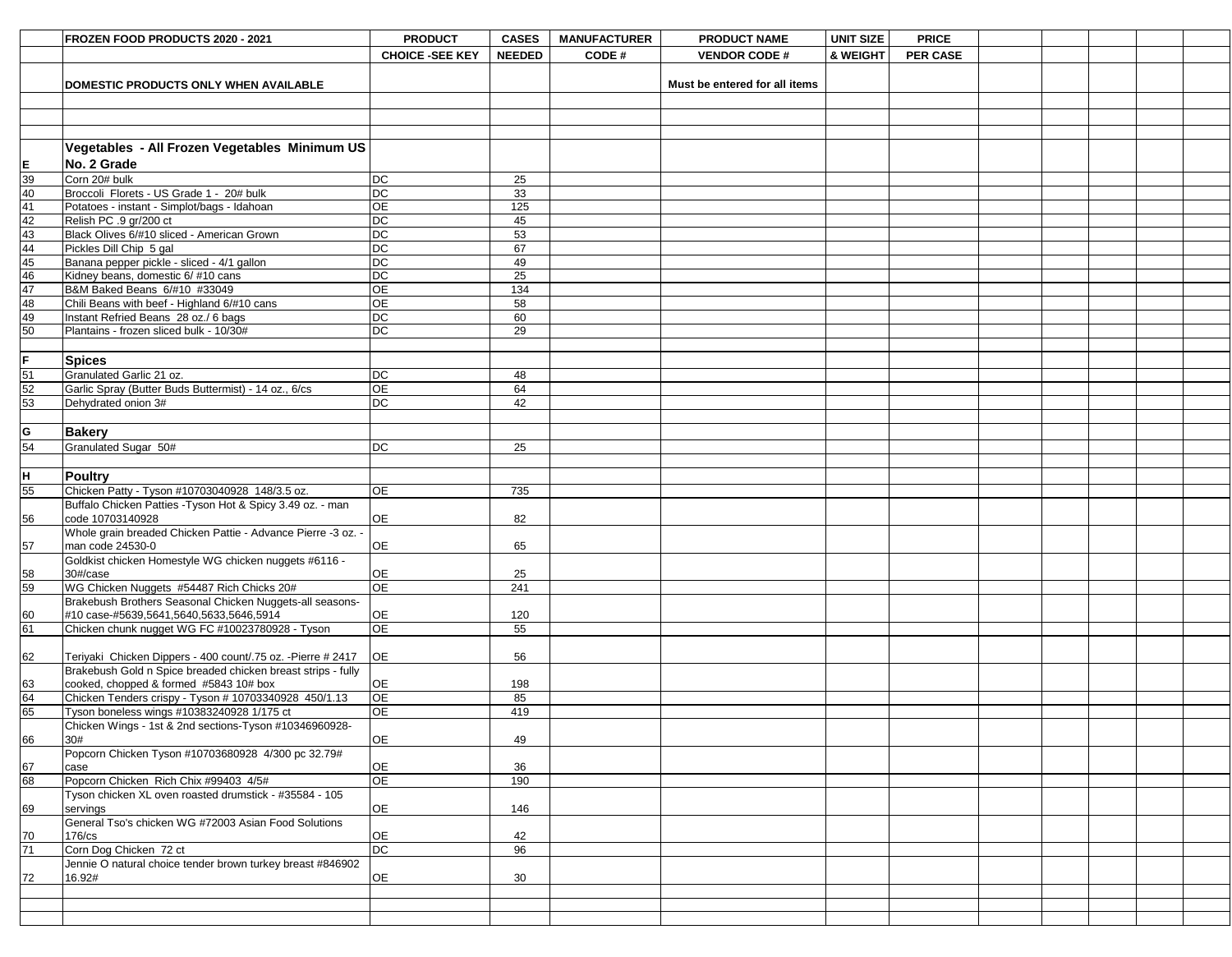|  | FROZEN FOOD PRODUCTS 2020 - 2021 | PRODUCT | CASES | MANUFACTURER | PRODUCT NAME | UNIT SIZE | PRICE |  |  |  |  |  |
|---|---|---|---|---|---|---|---|---|---|---|---|---|
|  |  | CHOICE -SEE KEY | NEEDED | CODE # | VENDOR CODE # | & WEIGHT | PER CASE |  |  |  |  |  |
|  | DOMESTIC PRODUCTS ONLY WHEN AVAILABLE |  |  |  | Must be entered for all items |  |  |  |  |  |  |  |
|  |  |  |  |  |  |  |  |  |  |  |  |  |
|  |  |  |  |  |  |  |  |  |  |  |  |  |
|  |  |  |  |  |  |  |  |  |  |  |  |  |
| E | **Vegetables - All Frozen Vegetables Minimum US No. 2 Grade** |  |  |  |  |  |  |  |  |  |  |  |
| 39 | Corn 20# bulk | DC | 25 |  |  |  |  |  |  |  |  |  |
| 40 | Broccoli Florets - US Grade 1 - 20# bulk | DC | 33 |  |  |  |  |  |  |  |  |  |
| 41 | Potatoes - instant - Simplot/bags - Idahoan | OE | 125 |  |  |  |  |  |  |  |  |  |
| 42 | Relish PC .9 gr/200 ct | DC | 45 |  |  |  |  |  |  |  |  |  |
| 43 | Black Olives 6/#10 sliced - American Grown | DC | 53 |  |  |  |  |  |  |  |  |  |
| 44 | Pickles Dill Chip 5 gal | DC | 67 |  |  |  |  |  |  |  |  |  |
| 45 | Banana pepper pickle - sliced - 4/1 gallon | DC | 49 |  |  |  |  |  |  |  |  |  |
| 46 | Kidney beans, domestic 6/ #10 cans | DC | 25 |  |  |  |  |  |  |  |  |  |
| 47 | B&M Baked Beans 6/#10 #33049 | OE | 134 |  |  |  |  |  |  |  |  |  |
| 48 | Chili Beans with beef - Highland 6/#10 cans | OE | 58 |  |  |  |  |  |  |  |  |  |
| 49 | Instant Refried Beans 28 oz./ 6 bags | DC | 60 |  |  |  |  |  |  |  |  |  |
| 50 | Plantains - frozen sliced bulk - 10/30# | DC | 29 |  |  |  |  |  |  |  |  |  |
|  |  |  |  |  |  |  |  |  |  |  |  |  |
| F | **Spices** |  |  |  |  |  |  |  |  |  |  |  |
| 51 | Granulated Garlic 21 oz. | DC | 48 |  |  |  |  |  |  |  |  |  |
| 52 | Garlic Spray (Butter Buds Buttermist) - 14 oz., 6/cs | OE | 64 |  |  |  |  |  |  |  |  |  |
| 53 | Dehydrated onion 3# | DC | 42 |  |  |  |  |  |  |  |  |  |
|  |  |  |  |  |  |  |  |  |  |  |  |  |
| G | **Bakery** |  |  |  |  |  |  |  |  |  |  |  |
| 54 | Granulated Sugar 50# | DC | 25 |  |  |  |  |  |  |  |  |  |
|  |  |  |  |  |  |  |  |  |  |  |  |  |
| H | **Poultry** |  |  |  |  |  |  |  |  |  |  |  |
| 55 | Chicken Patty - Tyson #10703040928 148/3.5 oz. | OE | 735 |  |  |  |  |  |  |  |  |  |
| 56 | Buffalo Chicken Patties -Tyson Hot & Spicy 3.49 oz. - man code 10703140928 | OE | 82 |  |  |  |  |  |  |  |  |  |
| 57 | Whole grain breaded Chicken Pattie - Advance Pierre -3 oz. - man code 24530-0 | OE | 65 |  |  |  |  |  |  |  |  |  |
| 58 | Goldkist chicken Homestyle WG chicken nuggets #6116 - 30#/case | OE | 25 |  |  |  |  |  |  |  |  |  |
| 59 | WG Chicken Nuggets #54487 Rich Chicks 20# | OE | 241 |  |  |  |  |  |  |  |  |  |
| 60 | Brakebush Brothers Seasonal Chicken Nuggets-all seasons-#10 case-#5639,5641,5640,5633,5646,5914 | OE | 120 |  |  |  |  |  |  |  |  |  |
| 61 | Chicken chunk nugget WG FC #10023780928 - Tyson | OE | 55 |  |  |  |  |  |  |  |  |  |
| 62 | Teriyaki Chicken Dippers - 400 count/.75 oz. -Pierre # 2417 | OE | 56 |  |  |  |  |  |  |  |  |  |
| 63 | Brakebush Gold n Spice breaded chicken breast strips - fully cooked, chopped & formed #5843 10# box | OE | 198 |  |  |  |  |  |  |  |  |  |
| 64 | Chicken Tenders crispy - Tyson # 10703340928 450/1.13 | OE | 85 |  |  |  |  |  |  |  |  |  |
| 65 | Tyson boneless wings #10383240928 1/175 ct | OE | 419 |  |  |  |  |  |  |  |  |  |
| 66 | Chicken Wings - 1st & 2nd sections-Tyson #10346960928-30# | OE | 49 |  |  |  |  |  |  |  |  |  |
| 67 | Popcorn Chicken Tyson #10703680928 4/300 pc 32.79# case | OE | 36 |  |  |  |  |  |  |  |  |  |
| 68 | Popcorn Chicken Rich Chix #99403 4/5# | OE | 190 |  |  |  |  |  |  |  |  |  |
| 69 | Tyson chicken XL oven roasted drumstick - #35584 - 105 servings | OE | 146 |  |  |  |  |  |  |  |  |  |
| 70 | General Tso's chicken WG #72003 Asian Food Solutions 176/cs | OE | 42 |  |  |  |  |  |  |  |  |  |
| 71 | Corn Dog Chicken 72 ct | DC | 96 |  |  |  |  |  |  |  |  |  |
| 72 | Jennie O natural choice tender brown turkey breast #846902 16.92# | OE | 30 |  |  |  |  |  |  |  |  |  |
|  |  |  |  |  |  |  |  |  |  |  |  |  |
|  |  |  |  |  |  |  |  |  |  |  |  |  |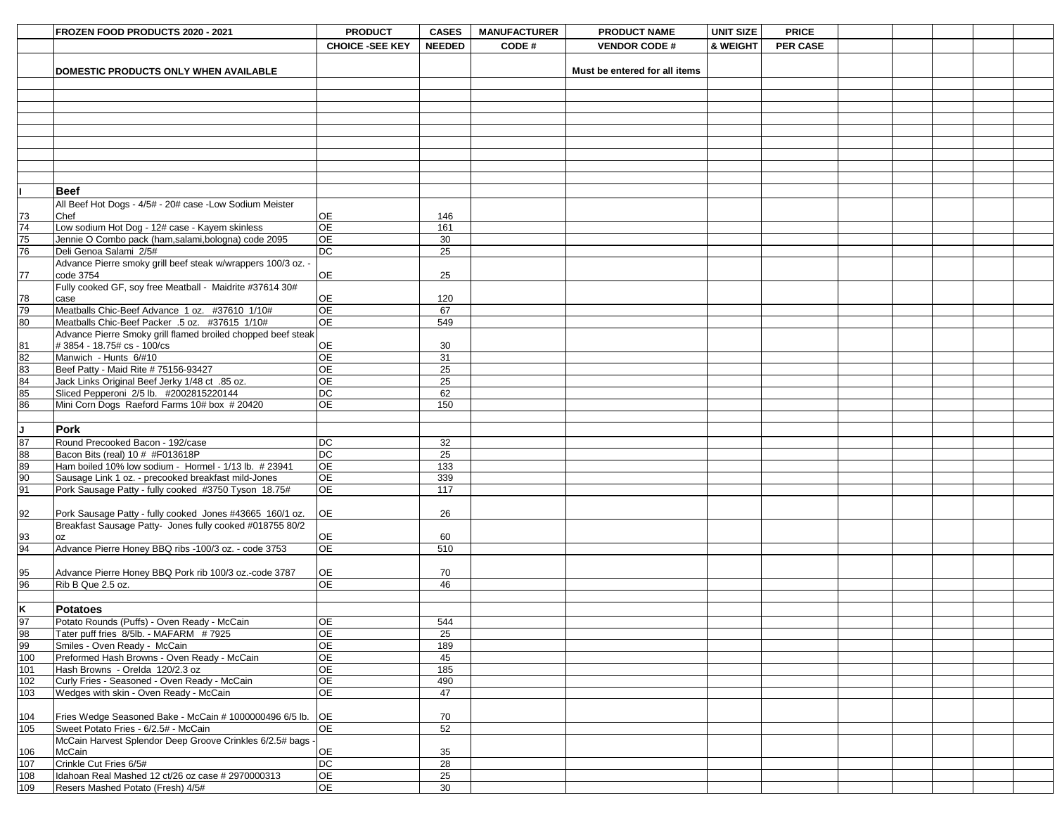| | FROZEN FOOD PRODUCTS 2020 - 2021 | PRODUCT | CASES | MANUFACTURER | PRODUCT NAME | UNIT SIZE | PRICE | | | | | |
|---|---|---|---|---|---|---|---|---|---|---|---|---|
| | | CHOICE -SEE KEY | NEEDED | CODE # | VENDOR CODE # | & WEIGHT | PER CASE | | | | | |
| | DOMESTIC PRODUCTS ONLY WHEN AVAILABLE | | | | Must be entered for all items | | | | | | | |
| | | | | | | | | | | | | |
| | | | | | | | | | | | | |
| | | | | | | | | | | | | |
| | | | | | | | | | | | | |
| | | | | | | | | | | | | |
| | | | | | | | | | | | | |
| | | | | | | | | | | | | |
| | | | | | | | | | | | | |
| | | | | | | | | | | | | |
| I | **Beef** | | | | | | | | | | | |
| 73 | All Beef Hot Dogs - 4/5# - 20# case -Low Sodium Meister Chef | OE | 146 | | | | | | | | | |
| 74 | Low sodium Hot Dog - 12# case - Kayem skinless | OE | 161 | | | | | | | | | |
| 75 | Jennie O Combo pack (ham,salami,bologna) code 2095 | OE | 30 | | | | | | | | | |
| 76 | Deli Genoa Salami 2/5# | DC | 25 | | | | | | | | | |
| 77 | Advance Pierre smoky grill beef steak w/wrappers 100/3 oz. - code 3754 | OE | 25 | | | | | | | | | |
| 78 | Fully cooked GF, soy free Meatball - Maidrite #37614 30# case | OE | 120 | | | | | | | | | |
| 79 | Meatballs Chic-Beef Advance 1 oz. #37610 1/10# | OE | 67 | | | | | | | | | |
| 80 | Meatballs Chic-Beef Packer .5 oz. #37615 1/10# | OE | 549 | | | | | | | | | |
| 81 | Advance Pierre Smoky grill flamed broiled chopped beef steak # 3854 - 18.75# cs - 100/cs | OE | 30 | | | | | | | | | |
| 82 | Manwich - Hunts 6/#10 | OE | 31 | | | | | | | | | |
| 83 | Beef Patty - Maid Rite # 75156-93427 | OE | 25 | | | | | | | | | |
| 84 | Jack Links Original Beef Jerky 1/48 ct .85 oz. | OE | 25 | | | | | | | | | |
| 85 | Sliced Pepperoni 2/5 lb. #2002815220144 | DC | 62 | | | | | | | | | |
| 86 | Mini Corn Dogs Raeford Farms 10# box # 20420 | OE | 150 | | | | | | | | | |
| | | | | | | | | | | | | |
| J | **Pork** | | | | | | | | | | | |
| 87 | Round Precooked Bacon - 192/case | DC | 32 | | | | | | | | | |
| 88 | Bacon Bits (real) 10 # #F013618P | DC | 25 | | | | | | | | | |
| 89 | Ham boiled 10% low sodium - Hormel - 1/13 lb. # 23941 | OE | 133 | | | | | | | | | |
| 90 | Sausage Link 1 oz. - precooked breakfast mild-Jones | OE | 339 | | | | | | | | | |
| 91 | Pork Sausage Patty - fully cooked #3750 Tyson 18.75# | OE | 117 | | | | | | | | | |
| 92 | Pork Sausage Patty - fully cooked Jones #43665 160/1 oz. | OE | 26 | | | | | | | | | |
| 93 | Breakfast Sausage Patty- Jones fully cooked #018755 80/2 oz | OE | 60 | | | | | | | | | |
| 94 | Advance Pierre Honey BBQ ribs -100/3 oz. - code 3753 | OE | 510 | | | | | | | | | |
| 95 | Advance Pierre Honey BBQ Pork rib 100/3 oz.-code 3787 | OE | 70 | | | | | | | | | |
| 96 | Rib B Que 2.5 oz. | OE | 46 | | | | | | | | | |
| | | | | | | | | | | | | |
| K | **Potatoes** | | | | | | | | | | | |
| 97 | Potato Rounds (Puffs) - Oven Ready - McCain | OE | 544 | | | | | | | | | |
| 98 | Tater puff fries 8/5lb. - MAFARM # 7925 | OE | 25 | | | | | | | | | |
| 99 | Smiles - Oven Ready - McCain | OE | 189 | | | | | | | | | |
| 100 | Preformed Hash Browns - Oven Ready - McCain | OE | 45 | | | | | | | | | |
| 101 | Hash Browns - Orelda 120/2.3 oz | OE | 185 | | | | | | | | | |
| 102 | Curly Fries - Seasoned - Oven Ready - McCain | OE | 490 | | | | | | | | | |
| 103 | Wedges with skin - Oven Ready - McCain | OE | 47 | | | | | | | | | |
| 104 | Fries Wedge Seasoned Bake - McCain # 1000000496 6/5 lb. | OE | 70 | | | | | | | | | |
| 105 | Sweet Potato Fries - 6/2.5# - McCain | OE | 52 | | | | | | | | | |
| 106 | McCain Harvest Splendor Deep Groove Crinkles 6/2.5# bags - McCain | OE | 35 | | | | | | | | | |
| 107 | Crinkle Cut Fries 6/5# | DC | 28 | | | | | | | | | |
| 108 | Idahoan Real Mashed 12 ct/26 oz case # 2970000313 | OE | 25 | | | | | | | | | |
| 109 | Resers Mashed Potato (Fresh) 4/5# | OE | 30 | | | | | | | | | |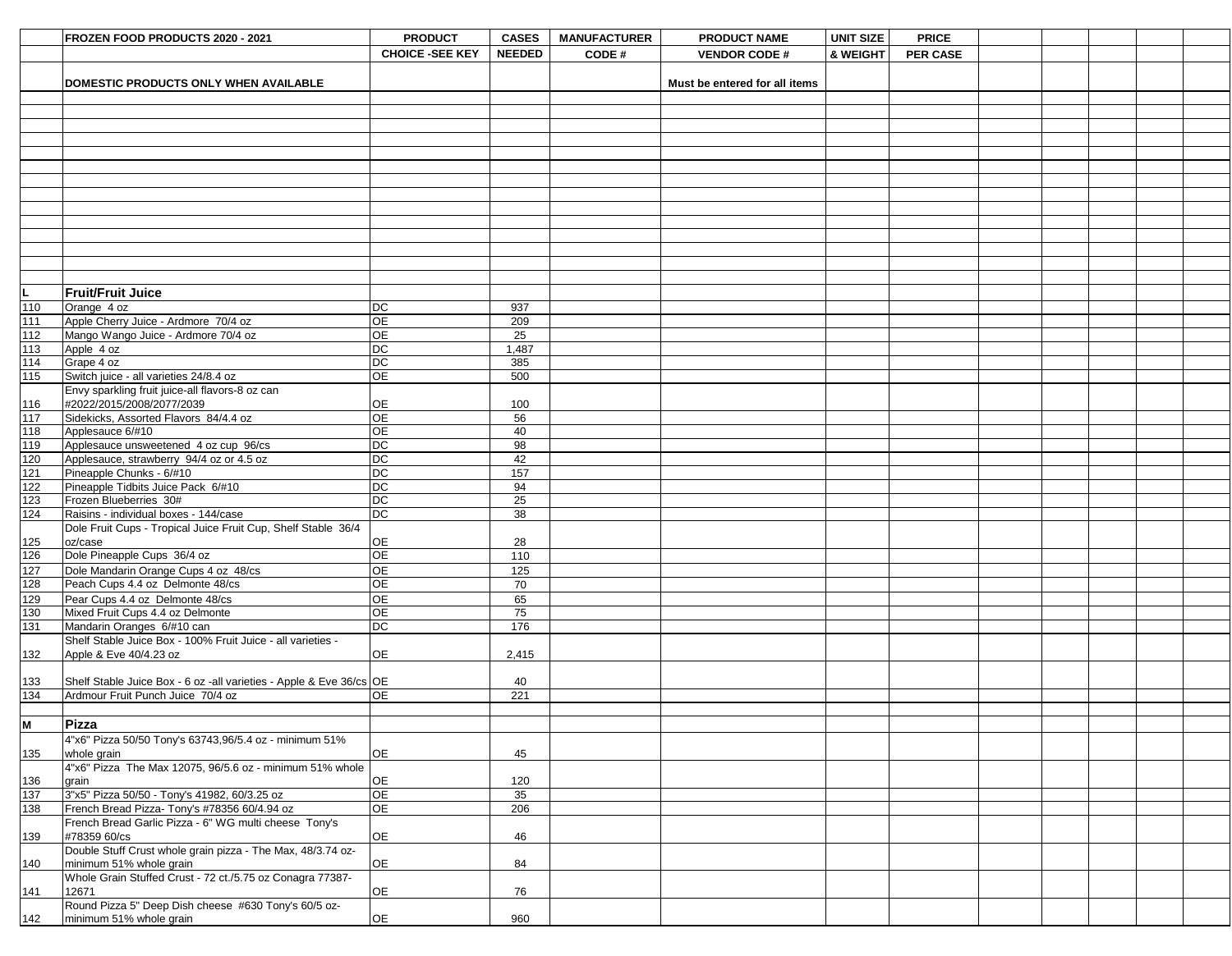| | FROZEN FOOD PRODUCTS 2020 - 2021 | PRODUCT | CASES | MANUFACTURER | PRODUCT NAME | UNIT SIZE | PRICE | | | | | |
|---|---|---|---|---|---|---|---|---|---|---|---|---|
| | | CHOICE -SEE KEY | NEEDED | CODE # | VENDOR CODE # | & WEIGHT | PER CASE | | | | | |
| | DOMESTIC PRODUCTS ONLY WHEN AVAILABLE | | | | Must be entered for all items | | | | | | | |
| L | **Fruit/Fruit Juice** | | | | | | | | | | | |
| 110 | Orange 4 oz | DC | 937 | | | | | | | | | |
| 111 | Apple Cherry Juice - Ardmore 70/4 oz | OE | 209 | | | | | | | | | |
| 112 | Mango Wango Juice - Ardmore 70/4 oz | OE | 25 | | | | | | | | | |
| 113 | Apple 4 oz | DC | 1,487 | | | | | | | | | |
| 114 | Grape 4 oz | DC | 385 | | | | | | | | | |
| 115 | Switch juice - all varieties 24/8.4 oz | OE | 500 | | | | | | | | | |
| 116 | Envy sparkling fruit juice-all flavors-8 oz can #2022/2015/2008/2077/2039 | OE | 100 | | | | | | | | | |
| 117 | Sidekicks, Assorted Flavors 84/4.4 oz | OE | 56 | | | | | | | | | |
| 118 | Applesauce 6/#10 | OE | 40 | | | | | | | | | |
| 119 | Applesauce unsweetened 4 oz cup 96/cs | DC | 98 | | | | | | | | | |
| 120 | Applesauce, strawberry 94/4 oz or 4.5 oz | DC | 42 | | | | | | | | | |
| 121 | Pineapple Chunks - 6/#10 | DC | 157 | | | | | | | | | |
| 122 | Pineapple Tidbits Juice Pack 6/#10 | DC | 94 | | | | | | | | | |
| 123 | Frozen Blueberries 30# | DC | 25 | | | | | | | | | |
| 124 | Raisins - individual boxes - 144/case | DC | 38 | | | | | | | | | |
| 125 | Dole Fruit Cups - Tropical Juice Fruit Cup, Shelf Stable 36/4 oz/case | OE | 28 | | | | | | | | | |
| 126 | Dole Pineapple Cups 36/4 oz | OE | 110 | | | | | | | | | |
| 127 | Dole Mandarin Orange Cups 4 oz 48/cs | OE | 125 | | | | | | | | | |
| 128 | Peach Cups 4.4 oz Delmonte 48/cs | OE | 70 | | | | | | | | | |
| 129 | Pear Cups 4.4 oz Delmonte 48/cs | OE | 65 | | | | | | | | | |
| 130 | Mixed Fruit Cups 4.4 oz Delmonte | OE | 75 | | | | | | | | | |
| 131 | Mandarin Oranges 6/#10 can | DC | 176 | | | | | | | | | |
| 132 | Shelf Stable Juice Box - 100% Fruit Juice - all varieties - Apple & Eve 40/4.23 oz | OE | 2,415 | | | | | | | | | |
| 133 | Shelf Stable Juice Box - 6 oz -all varieties - Apple & Eve 36/cs | OE | 40 | | | | | | | | | |
| 134 | Ardmour Fruit Punch Juice 70/4 oz | OE | 221 | | | | | | | | | |
| M | **Pizza** | | | | | | | | | | | |
| 135 | 4"x6" Pizza 50/50 Tony's 63743,96/5.4 oz - minimum 51% whole grain | OE | 45 | | | | | | | | | |
| 136 | 4"x6" Pizza The Max 12075, 96/5.6 oz - minimum 51% whole grain | OE | 120 | | | | | | | | | |
| 137 | 3"x5" Pizza 50/50 - Tony's 41982, 60/3.25 oz | OE | 35 | | | | | | | | | |
| 138 | French Bread Pizza- Tony's #78356 60/4.94 oz | OE | 206 | | | | | | | | | |
| 139 | French Bread Garlic Pizza - 6" WG multi cheese Tony's #78359 60/cs | OE | 46 | | | | | | | | | |
| 140 | Double Stuff Crust whole grain pizza - The Max, 48/3.74 oz- minimum 51% whole grain | OE | 84 | | | | | | | | | |
| 141 | Whole Grain Stuffed Crust - 72 ct./5.75 oz Conagra 77387-12671 | OE | 76 | | | | | | | | | |
| 142 | Round Pizza 5" Deep Dish cheese #630 Tony's 60/5 oz- minimum 51% whole grain | OE | 960 | | | | | | | | | |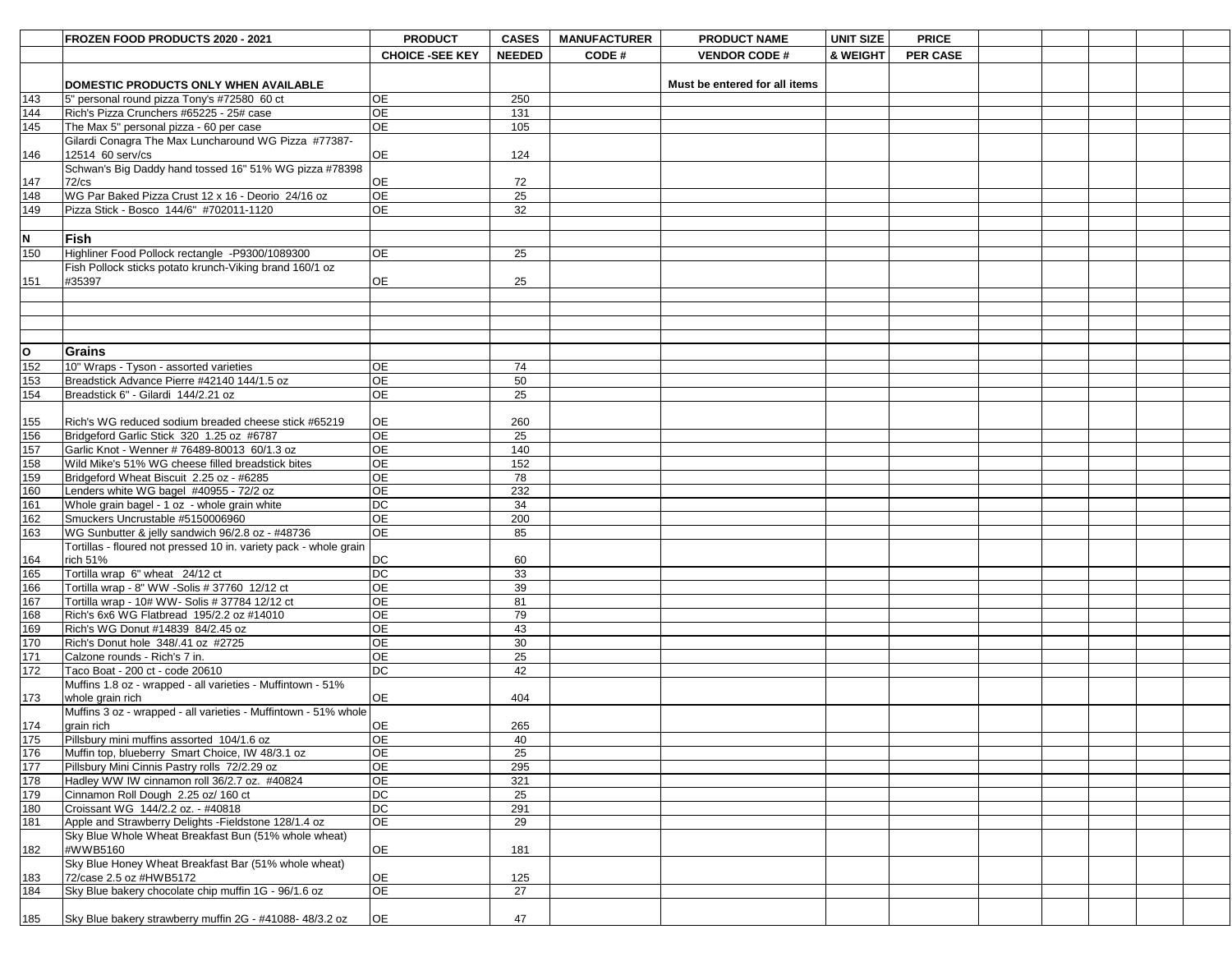| | FROZEN FOOD PRODUCTS 2020 - 2021 | PRODUCT | CASES | MANUFACTURER | PRODUCT NAME | UNIT SIZE | PRICE | | | | | |
|---|---|---|---|---|---|---|---|---|---|---|---|---|
| | | CHOICE -SEE KEY | NEEDED | CODE # | VENDOR CODE # | & WEIGHT | PER CASE | | | | | |
| | DOMESTIC PRODUCTS ONLY WHEN AVAILABLE | | | | Must be entered for all items | | | | | | | |
| 143 | 5" personal round pizza Tony's #72580 60 ct | OE | 250 | | | | | | | | | |
| 144 | Rich's Pizza Crunchers #65225 - 25# case | OE | 131 | | | | | | | | | |
| 145 | The Max 5" personal pizza - 60 per case | OE | 105 | | | | | | | | | |
| 146 | Gilardi Conagra The Max Luncharound WG Pizza #77387-12514 60 serv/cs | OE | 124 | | | | | | | | | |
| 147 | Schwan's Big Daddy hand tossed 16" 51% WG pizza #78398 72/cs | OE | 72 | | | | | | | | | |
| 148 | WG Par Baked Pizza Crust 12 x 16 - Deorio 24/16 oz | OE | 25 | | | | | | | | | |
| 149 | Pizza Stick - Bosco 144/6" #702011-1120 | OE | 32 | | | | | | | | | |
| | | | | | | | | | | | | |
| N | **Fish** | | | | | | | | | | | |
| 150 | Highliner Food Pollock rectangle -P9300/1089300 | OE | 25 | | | | | | | | | |
| 151 | Fish Pollock sticks potato krunch-Viking brand 160/1 oz #35397 | OE | 25 | | | | | | | | | |
| | | | | | | | | | | | | |
| | | | | | | | | | | | | |
| | | | | | | | | | | | | |
| | | | | | | | | | | | | |
| O | **Grains** | | | | | | | | | | | |
| 152 | 10" Wraps - Tyson - assorted varieties | OE | 74 | | | | | | | | | |
| 153 | Breadstick Advance Pierre #42140 144/1.5 oz | OE | 50 | | | | | | | | | |
| 154 | Breadstick 6" - Gilardi 144/2.21 oz | OE | 25 | | | | | | | | | |
| 155 | Rich's WG reduced sodium breaded cheese stick #65219 | OE | 260 | | | | | | | | | |
| 156 | Bridgeford Garlic Stick 320 1.25 oz #6787 | OE | 25 | | | | | | | | | |
| 157 | Garlic Knot - Wenner # 76489-80013 60/1.3 oz | OE | 140 | | | | | | | | | |
| 158 | Wild Mike's 51% WG cheese filled breadstick bites | OE | 152 | | | | | | | | | |
| 159 | Bridgeford Wheat Biscuit 2.25 oz - #6285 | OE | 78 | | | | | | | | | |
| 160 | Lenders white WG bagel #40955 - 72/2 oz | OE | 232 | | | | | | | | | |
| 161 | Whole grain bagel - 1 oz - whole grain white | DC | 34 | | | | | | | | | |
| 162 | Smuckers Uncrustable #5150006960 | OE | 200 | | | | | | | | | |
| 163 | WG Sunbutter & jelly sandwich 96/2.8 oz - #48736 | OE | 85 | | | | | | | | | |
| 164 | Tortillas - floured not pressed 10 in. variety pack - whole grain rich 51% | DC | 60 | | | | | | | | | |
| 165 | Tortilla wrap 6" wheat 24/12 ct | DC | 33 | | | | | | | | | |
| 166 | Tortilla wrap - 8" WW -Solis # 37760 12/12 ct | OE | 39 | | | | | | | | | |
| 167 | Tortilla wrap - 10# WW- Solis # 37784 12/12 ct | OE | 81 | | | | | | | | | |
| 168 | Rich's 6x6 WG Flatbread 195/2 oz #14010 | OE | 79 | | | | | | | | | |
| 169 | Rich's WG Donut #14839 84/2.45 oz | OE | 43 | | | | | | | | | |
| 170 | Rich's Donut hole 348/.41 oz #2725 | OE | 30 | | | | | | | | | |
| 171 | Calzone rounds - Rich's 7 in. | OE | 25 | | | | | | | | | |
| 172 | Taco Boat - 200 ct - code 20610 | DC | 42 | | | | | | | | | |
| 173 | Muffins 1.8 oz - wrapped - all varieties - Muffintown - 51% whole grain rich | OE | 404 | | | | | | | | | |
| 174 | Muffins 3 oz - wrapped - all varieties - Muffintown - 51% whole grain rich | OE | 265 | | | | | | | | | |
| 175 | Pillsbury mini muffins assorted 104/1.6 oz | OE | 40 | | | | | | | | | |
| 176 | Muffin top, blueberry Smart Choice, IW 48/3.1 oz | OE | 25 | | | | | | | | | |
| 177 | Pillsbury Mini Cinnis Pastry rolls 72/2.29 oz | OE | 295 | | | | | | | | | |
| 178 | Hadley WW IW cinnamon roll 36/2.7 oz. #40824 | OE | 321 | | | | | | | | | |
| 179 | Cinnamon Roll Dough 2.25 oz/ 160 ct | DC | 25 | | | | | | | | | |
| 180 | Croissant WG 144/2.2 oz. - #40818 | DC | 291 | | | | | | | | | |
| 181 | Apple and Strawberry Delights -Fieldstone 128/1.4 oz | OE | 29 | | | | | | | | | |
| 182 | Sky Blue Whole Wheat Breakfast Bun (51% whole wheat) #WWB5160 | OE | 181 | | | | | | | | | |
| 183 | Sky Blue Honey Wheat Breakfast Bar (51% whole wheat) 72/case 2.5 oz #HWB5172 | OE | 125 | | | | | | | | | |
| 184 | Sky Blue bakery chocolate chip muffin 1G - 96/1.6 oz | OE | 27 | | | | | | | | | |
| 185 | Sky Blue bakery strawberry muffin 2G - #41088- 48/3.2 oz | OE | 47 | | | | | | | | | |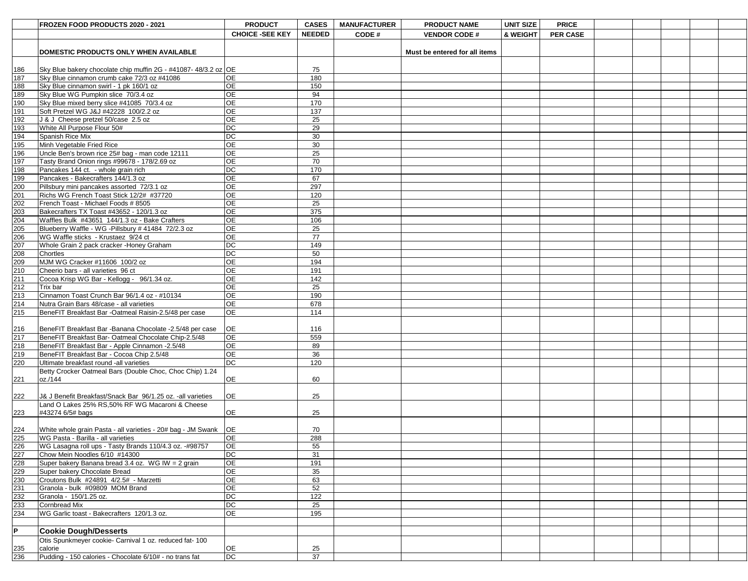| | FROZEN FOOD PRODUCTS 2020 - 2021 | PRODUCT | CASES | MANUFACTURER | PRODUCT NAME | UNIT SIZE | PRICE | | | | | |
|---|---|---|---|---|---|---|---|---|---|---|---|---|
| | | CHOICE -SEE KEY | NEEDED | CODE # | VENDOR CODE # | & WEIGHT | PER CASE | | | | | |
| | DOMESTIC PRODUCTS ONLY WHEN AVAILABLE | | | | Must be entered for all items | | | | | | | |
| 186 | Sky Blue bakery chocolate chip muffin 2G - #41087- 48/3.2 oz | OE | 75 | | | | | | | | | |
| 187 | Sky Blue cinnamon crumb cake 72/3 oz #41086 | OE | 180 | | | | | | | | | |
| 188 | Sky Blue cinnamon swirl - 1 pk 160/1 oz | OE | 150 | | | | | | | | | |
| 189 | Sky Blue WG Pumpkin slice 70/3.4 oz | OE | 94 | | | | | | | | | |
| 190 | Sky Blue mixed berry slice #41085 70/3.4 oz | OE | 170 | | | | | | | | | |
| 191 | Soft Pretzel WG J&J #42228 100/2.2 oz | OE | 137 | | | | | | | | | |
| 192 | J & J Cheese pretzel 50/case 2.5 oz | OE | 25 | | | | | | | | | |
| 193 | White All Purpose Flour 50# | DC | 29 | | | | | | | | | |
| 194 | Spanish Rice Mix | DC | 30 | | | | | | | | | |
| 195 | Minh Vegetable Fried Rice | OE | 30 | | | | | | | | | |
| 196 | Uncle Ben's brown rice 25# bag - man code 12111 | OE | 25 | | | | | | | | | |
| 197 | Tasty Brand Onion rings #99678 - 178/2.69 oz | OE | 70 | | | | | | | | | |
| 198 | Pancakes 144 ct. - whole grain rich | DC | 170 | | | | | | | | | |
| 199 | Pancakes - Bakecrafters 144/1.3 oz | OE | 67 | | | | | | | | | |
| 200 | Pillsbury mini pancakes assorted 72/3.1 oz | OE | 297 | | | | | | | | | |
| 201 | Richs WG French Toast Stick 12/2# #37720 | OE | 120 | | | | | | | | | |
| 202 | French Toast - Michael Foods # 8505 | OE | 25 | | | | | | | | | |
| 203 | Bakecrafters TX Toast #43652 - 120/1.3 oz | OE | 375 | | | | | | | | | |
| 204 | Waffles Bulk #43651 144/1.3 oz - Bake Crafters | OE | 106 | | | | | | | | | |
| 205 | Blueberry Waffle - WG -Pillsbury # 41484 72/2.3 oz | OE | 25 | | | | | | | | | |
| 206 | WG Waffle sticks - Krustaez 9/24 ct | OE | 77 | | | | | | | | | |
| 207 | Whole Grain 2 pack cracker -Honey Graham | DC | 149 | | | | | | | | | |
| 208 | Chortles | DC | 50 | | | | | | | | | |
| 209 | MJM WG Cracker #11606 100/2 oz | OE | 194 | | | | | | | | | |
| 210 | Cheerio bars - all varieties 96 ct | OE | 191 | | | | | | | | | |
| 211 | Cocoa Krisp WG Bar - Kellogg - 96/1.34 oz. | OE | 142 | | | | | | | | | |
| 212 | Trix bar | OE | 25 | | | | | | | | | |
| 213 | Cinnamon Toast Crunch Bar 96/1.4 oz - #10134 | OE | 190 | | | | | | | | | |
| 214 | Nutra Grain Bars 48/case - all varieties | OE | 678 | | | | | | | | | |
| 215 | BeneFIT Breakfast Bar -Oatmeal Raisin-2.5/48 per case | OE | 114 | | | | | | | | | |
| 216 | BeneFIT Breakfast Bar -Banana Chocolate -2.5/48 per case | OE | 116 | | | | | | | | | |
| 217 | BeneFIT Breakfast Bar- Oatmeal Chocolate Chip-2.5/48 | OE | 559 | | | | | | | | | |
| 218 | BeneFIT Breakfast Bar - Apple Cinnamon -2.5/48 | OE | 89 | | | | | | | | | |
| 219 | BeneFIT Breakfast Bar - Cocoa Chip 2.5/48 | OE | 36 | | | | | | | | | |
| 220 | Ultimate breakfast round -all varieties | DC | 120 | | | | | | | | | |
| 221 | Betty Crocker Oatmeal Bars (Double Choc, Choc Chip) 1.24 oz./144 | OE | 60 | | | | | | | | | |
| 222 | J& J Benefit Breakfast/Snack Bar 96/1.25 oz. -all varieties | OE | 25 | | | | | | | | | |
| 223 | Land O Lakes 25% RS,50% RF WG Macaroni & Cheese #43274 6/5# bags | OE | 25 | | | | | | | | | |
| 224 | White whole grain Pasta - all varieties - 20# bag - JM Swank | OE | 70 | | | | | | | | | |
| 225 | WG Pasta - Barilla - all varieties | OE | 288 | | | | | | | | | |
| 226 | WG Lasagna roll ups - Tasty Brands 110/4.3 oz. -#98757 | OE | 55 | | | | | | | | | |
| 227 | Chow Mein Noodles 6/10 #14300 | DC | 31 | | | | | | | | | |
| 228 | Super bakery Banana bread 3.4 oz. WG IW = 2 grain | OE | 191 | | | | | | | | | |
| 229 | Super bakery Chocolate Bread | OE | 35 | | | | | | | | | |
| 230 | Croutons Bulk #24891 4/2.5# - Marzetti | OE | 63 | | | | | | | | | |
| 231 | Granola - bulk #09809 MOM Brand | OE | 52 | | | | | | | | | |
| 232 | Granola - 150/1.25 oz. | DC | 122 | | | | | | | | | |
| 233 | Cornbread Mix | DC | 25 | | | | | | | | | |
| 234 | WG Garlic toast - Bakecrafters 120/1.3 oz. | OE | 195 | | | | | | | | | |
| | | | | | | | | | | | | |
| P | **Cookie Dough/Desserts** | | | | | | | | | | | |
| 235 | Otis Spunkmeyer cookie- Carnival 1 oz. reduced fat- 100 calorie | OE | 25 | | | | | | | | | |
| 236 | Pudding - 150 calories - Chocolate 6/10# - no trans fat | DC | 37 | | | | | | | | | |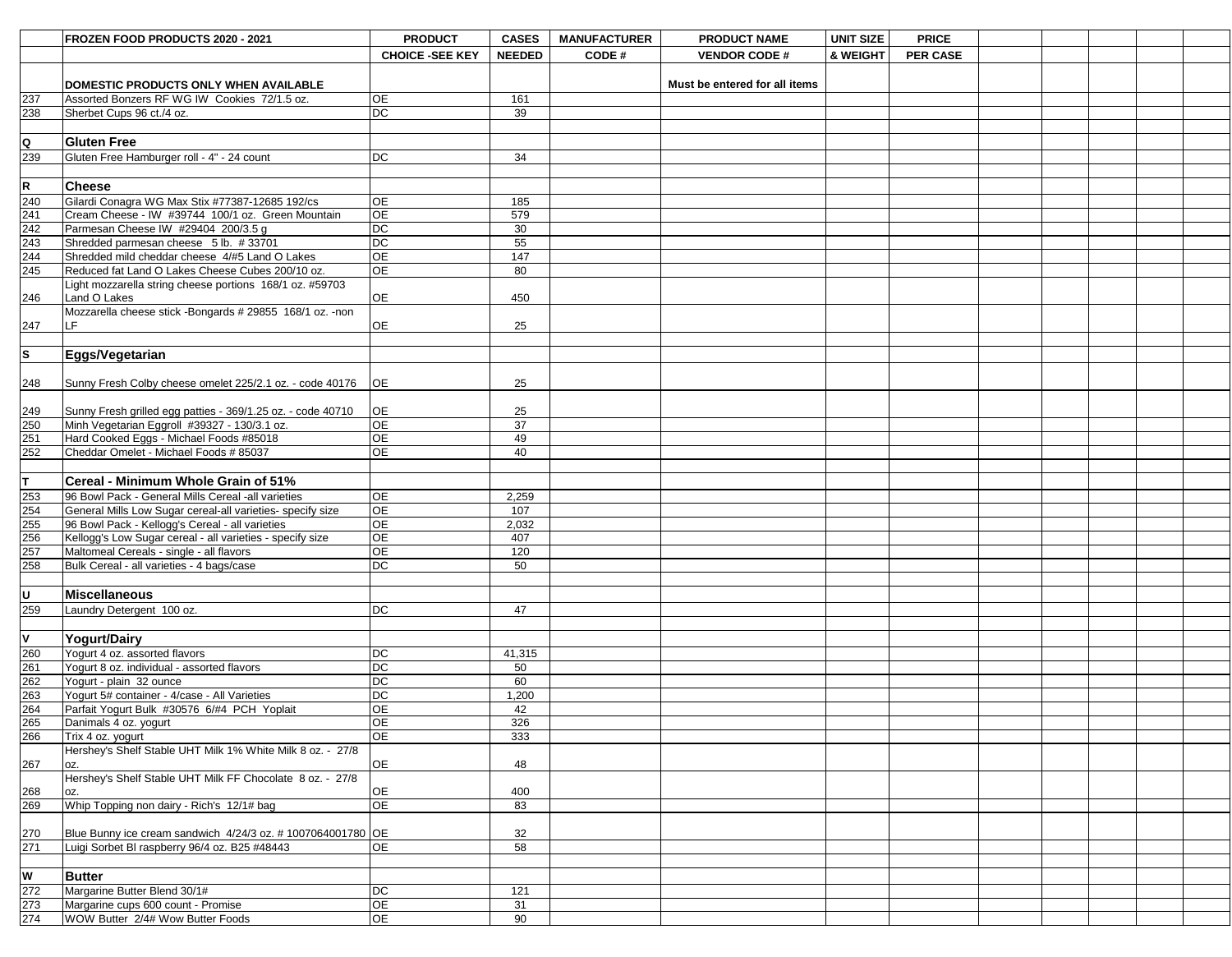|  | FROZEN FOOD PRODUCTS 2020 - 2021 | PRODUCT | CASES | MANUFACTURER | PRODUCT NAME | UNIT SIZE | PRICE |  |  |  |  |  |
|---|---|---|---|---|---|---|---|---|---|---|---|---|
|  |  | CHOICE -SEE KEY | NEEDED | CODE # | VENDOR CODE # | & WEIGHT | PER CASE |  |  |  |  |  |
|  | DOMESTIC PRODUCTS ONLY WHEN AVAILABLE |  |  |  | Must be entered for all items |  |  |  |  |  |  |  |
| 237 | Assorted Bonzers RF WG IW Cookies 72/1.5 oz. | OE | 161 |  |  |  |  |  |  |  |  |  |
| 238 | Sherbet Cups 96 ct./4 oz. | DC | 39 |  |  |  |  |  |  |  |  |  |
|  |  |  |  |  |  |  |  |  |  |  |  |  |
| Q | **Gluten Free** |  |  |  |  |  |  |  |  |  |  |  |
| 239 | Gluten Free Hamburger roll - 4" - 24 count | DC | 34 |  |  |  |  |  |  |  |  |  |
|  |  |  |  |  |  |  |  |  |  |  |  |  |
| R | **Cheese** |  |  |  |  |  |  |  |  |  |  |  |
| 240 | Gilardi Conagra WG Max Stix #77387-12685 192/cs | OE | 185 |  |  |  |  |  |  |  |  |  |
| 241 | Cream Cheese - IW #39744 100/1 oz. Green Mountain | OE | 579 |  |  |  |  |  |  |  |  |  |
| 242 | Parmesan Cheese IW #29404 200/3.5 g | DC | 30 |  |  |  |  |  |  |  |  |  |
| 243 | Shredded parmesan cheese 5 lb. # 33701 | DC | 55 |  |  |  |  |  |  |  |  |  |
| 244 | Shredded mild cheddar cheese 4/#5 Land O Lakes | OE | 147 |  |  |  |  |  |  |  |  |  |
| 245 | Reduced fat Land O Lakes Cheese Cubes 200/10 oz. | OE | 80 |  |  |  |  |  |  |  |  |  |
| 246 | Light mozzarella string cheese portions 168/1 oz. #59703 Land O Lakes | OE | 450 |  |  |  |  |  |  |  |  |  |
| 247 | Mozzarella cheese stick -Bongards # 29855 168/1 oz. -non LF | OE | 25 |  |  |  |  |  |  |  |  |  |
|  |  |  |  |  |  |  |  |  |  |  |  |  |
| S | **Eggs/Vegetarian** |  |  |  |  |  |  |  |  |  |  |  |
| 248 | Sunny Fresh Colby cheese omelet 225/2.1 oz. - code 40176 | OE | 25 |  |  |  |  |  |  |  |  |  |
| 249 | Sunny Fresh grilled egg patties - 369/1.25 oz. - code 40710 | OE | 25 |  |  |  |  |  |  |  |  |  |
| 250 | Minh Vegetarian Eggroll #39327 - 130/3.1 oz. | OE | 37 |  |  |  |  |  |  |  |  |  |
| 251 | Hard Cooked Eggs - Michael Foods #85018 | OE | 49 |  |  |  |  |  |  |  |  |  |
| 252 | Cheddar Omelet - Michael Foods # 85037 | OE | 40 |  |  |  |  |  |  |  |  |  |
|  |  |  |  |  |  |  |  |  |  |  |  |  |
| T | **Cereal - Minimum Whole Grain of 51%** |  |  |  |  |  |  |  |  |  |  |  |
| 253 | 96 Bowl Pack - General Mills Cereal -all varieties | OE | 2,259 |  |  |  |  |  |  |  |  |  |
| 254 | General Mills Low Sugar cereal-all varieties- specify size | OE | 107 |  |  |  |  |  |  |  |  |  |
| 255 | 96 Bowl Pack - Kellogg's Cereal - all varieties | OE | 2,032 |  |  |  |  |  |  |  |  |  |
| 256 | Kellogg's Low Sugar cereal - all varieties - specify size | OE | 407 |  |  |  |  |  |  |  |  |  |
| 257 | Maltomeal Cereals - single - all flavors | OE | 120 |  |  |  |  |  |  |  |  |  |
| 258 | Bulk Cereal - all varieties - 4 bags/case | DC | 50 |  |  |  |  |  |  |  |  |  |
|  |  |  |  |  |  |  |  |  |  |  |  |  |
| U | **Miscellaneous** |  |  |  |  |  |  |  |  |  |  |  |
| 259 | Laundry Detergent 100 oz. | DC | 47 |  |  |  |  |  |  |  |  |  |
|  |  |  |  |  |  |  |  |  |  |  |  |  |
| V | **Yogurt/Dairy** |  |  |  |  |  |  |  |  |  |  |  |
| 260 | Yogurt 4 oz. assorted flavors | DC | 41,315 |  |  |  |  |  |  |  |  |  |
| 261 | Yogurt 8 oz. individual - assorted flavors | DC | 50 |  |  |  |  |  |  |  |  |  |
| 262 | Yogurt - plain 32 ounce | DC | 60 |  |  |  |  |  |  |  |  |  |
| 263 | Yogurt 5# container - 4/case - All Varieties | DC | 1,200 |  |  |  |  |  |  |  |  |  |
| 264 | Parfait Yogurt Bulk #30576 6/#4 PCH Yoplait | OE | 42 |  |  |  |  |  |  |  |  |  |
| 265 | Danimals 4 oz. yogurt | OE | 326 |  |  |  |  |  |  |  |  |  |
| 266 | Trix 4 oz. yogurt | OE | 333 |  |  |  |  |  |  |  |  |  |
| 267 | Hershey's Shelf Stable UHT Milk 1% White Milk 8 oz. - 27/8 oz. | OE | 48 |  |  |  |  |  |  |  |  |  |
| 268 | Hershey's Shelf Stable UHT Milk FF Chocolate 8 oz. - 27/8 oz. | OE | 400 |  |  |  |  |  |  |  |  |  |
| 269 | Whip Topping non dairy - Rich's 12/1# bag | OE | 83 |  |  |  |  |  |  |  |  |  |
| 270 | Blue Bunny ice cream sandwich 4/24/3 oz. # 1007064001780 | OE | 32 |  |  |  |  |  |  |  |  |  |
| 271 | Luigi Sorbet Bl raspberry 96/4 oz. B25 #48443 | OE | 58 |  |  |  |  |  |  |  |  |  |
|  |  |  |  |  |  |  |  |  |  |  |  |  |
| W | **Butter** |  |  |  |  |  |  |  |  |  |  |  |
| 272 | Margarine Butter Blend 30/1# | DC | 121 |  |  |  |  |  |  |  |  |  |
| 273 | Margarine cups 600 count - Promise | OE | 31 |  |  |  |  |  |  |  |  |  |
| 274 | WOW Butter 2/4# Wow Butter Foods | OE | 90 |  |  |  |  |  |  |  |  |  |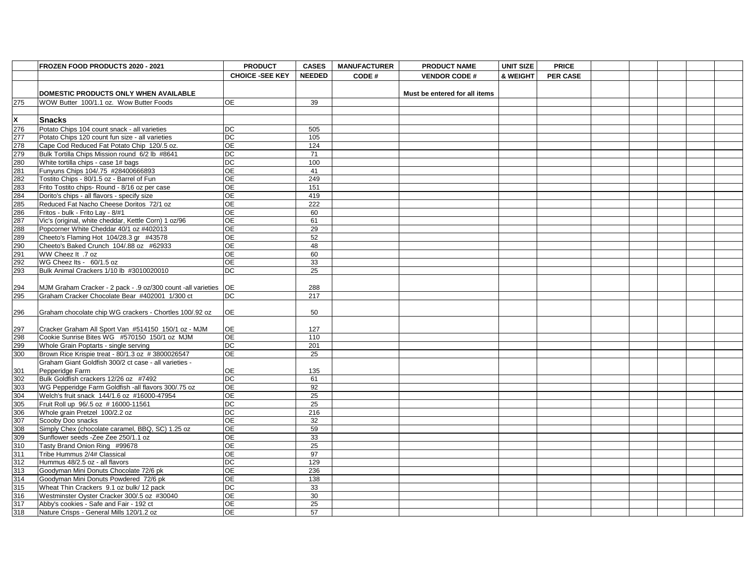| | FROZEN FOOD PRODUCTS 2020 - 2021 | PRODUCT | CASES | MANUFACTURER | PRODUCT NAME | UNIT SIZE | PRICE | | | | | |
|---|---|---|---|---|---|---|---|---|---|---|---|---|
| | | CHOICE -SEE KEY | NEEDED | CODE # | VENDOR CODE # | & WEIGHT | PER CASE | | | | | |
| | DOMESTIC PRODUCTS ONLY WHEN AVAILABLE | | | | Must be entered for all items | | | | | | | |
| 275 | WOW Butter 100/1.1 oz. Wow Butter Foods | OE | 39 | | | | | | | | | |
| | | | | | | | | | | | | |
| X | **Snacks** | | | | | | | | | | | |
| 276 | Potato Chips 104 count snack - all varieties | DC | 505 | | | | | | | | | |
| 277 | Potato Chips 120 count fun size - all varieties | DC | 105 | | | | | | | | | |
| 278 | Cape Cod Reduced Fat Potato Chip 120/.5 oz. | OE | 124 | | | | | | | | | |
| 279 | Bulk Tortilla Chips Mission round 6/2 lb #8641 | DC | 71 | | | | | | | | | |
| 280 | White tortilla chips - case 1# bags | DC | 100 | | | | | | | | | |
| 281 | Funyuns Chips 104/.75 #28400666893 | OE | 41 | | | | | | | | | |
| 282 | Tostito Chips - 80/1.5 oz - Barrel of Fun | OE | 249 | | | | | | | | | |
| 283 | Frito Tostito chips- Round - 8/16 oz per case | OE | 151 | | | | | | | | | |
| 284 | Dorito's chips - all flavors - specify size | OE | 419 | | | | | | | | | |
| 285 | Reduced Fat Nacho Cheese Doritos 72/1 oz | OE | 222 | | | | | | | | | |
| 286 | Fritos - bulk - Frito Lay - 8/#1 | OE | 60 | | | | | | | | | |
| 287 | Vic's (original, white cheddar, Kettle Corn) 1 oz/96 | OE | 61 | | | | | | | | | |
| 288 | Popcorner White Cheddar 40/1 oz #402013 | OE | 29 | | | | | | | | | |
| 289 | Cheeto's Flaming Hot 104/28.3 gr #43578 | OE | 52 | | | | | | | | | |
| 290 | Cheeto's Baked Crunch 104/.88 oz #62933 | OE | 48 | | | | | | | | | |
| 291 | WW Cheez It .7 oz | OE | 60 | | | | | | | | | |
| 292 | WG Cheez Its - 60/1.5 oz | OE | 33 | | | | | | | | | |
| 293 | Bulk Animal Crackers 1/10 lb #3010020010 | DC | 25 | | | | | | | | | |
| 294 | MJM Graham Cracker - 2 pack - .9 oz/300 count -all varieties | OE | 288 | | | | | | | | | |
| 295 | Graham Cracker Chocolate Bear #402001 1/300 ct | DC | 217 | | | | | | | | | |
| 296 | Graham chocolate chip WG crackers - Chortles 100/.92 oz | OE | 50 | | | | | | | | | |
| 297 | Cracker Graham All Sport Van #514150 150/1 oz - MJM | OE | 127 | | | | | | | | | |
| 298 | Cookie Sunrise Bites WG #570150 150/1 oz MJM | OE | 110 | | | | | | | | | |
| 299 | Whole Grain Poptarts - single serving | DC | 201 | | | | | | | | | |
| 300 | Brown Rice Krispie treat - 80/1.3 oz # 3800026547 | OE | 25 | | | | | | | | | |
| 301 | Graham Giant Goldfish 300/2 ct case - all varieties - Pepperidge Farm | OE | 135 | | | | | | | | | |
| 302 | Bulk Goldfish crackers 12/26 oz #7492 | DC | 61 | | | | | | | | | |
| 303 | WG Pepperidge Farm Goldfish -all flavors 300/.75 oz | OE | 92 | | | | | | | | | |
| 304 | Welch's fruit snack 144/1.6 oz #16000-47954 | OE | 25 | | | | | | | | | |
| 305 | Fruit Roll up 96/.5 oz # 16000-11561 | DC | 25 | | | | | | | | | |
| 306 | Whole grain Pretzel 100/2.2 oz | DC | 216 | | | | | | | | | |
| 307 | Scooby Doo snacks | OE | 32 | | | | | | | | | |
| 308 | Simply Chex (chocolate caramel, BBQ, SC) 1.25 oz | OE | 59 | | | | | | | | | |
| 309 | Sunflower seeds -Zee Zee 250/1.1 oz | OE | 33 | | | | | | | | | |
| 310 | Tasty Brand Onion Ring #99678 | OE | 25 | | | | | | | | | |
| 311 | Tribe Hummus 2/4# Classical | OE | 97 | | | | | | | | | |
| 312 | Hummus 48/2.5 oz - all flavors | DC | 129 | | | | | | | | | |
| 313 | Goodyman Mini Donuts Chocolate 72/6 pk | OE | 236 | | | | | | | | | |
| 314 | Goodyman Mini Donuts Powdered 72/6 pk | OE | 138 | | | | | | | | | |
| 315 | Wheat Thin Crackers 9.1 oz bulk/ 12 pack | DC | 33 | | | | | | | | | |
| 316 | Westminster Oyster Cracker 300/.5 oz #30040 | OE | 30 | | | | | | | | | |
| 317 | Abby's cookies - Safe and Fair - 192 ct | OE | 25 | | | | | | | | | |
| 318 | Nature Crisps - General Mills 120/1.2 oz | OE | 57 | | | | | | | | | |